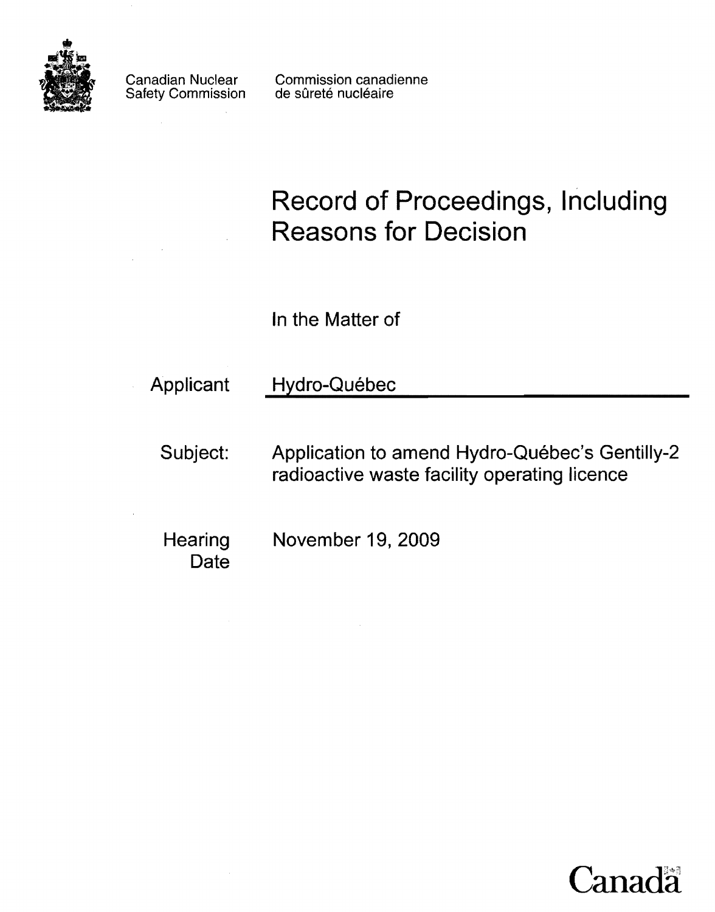Canadian Nuclear Safety Commission

Commission canadienne de sûreté nucléaire

# Record of Proceedings, Including Reasons for Decision

In the Matter of

| | |
|---|---|
| Applicant | Hydro-Québec |
| Subject: | Application to amend Hydro-Québec's Gentilly-2 radioactive waste facility operating licence |
| Hearing Date | November 19, 2009 |

Canada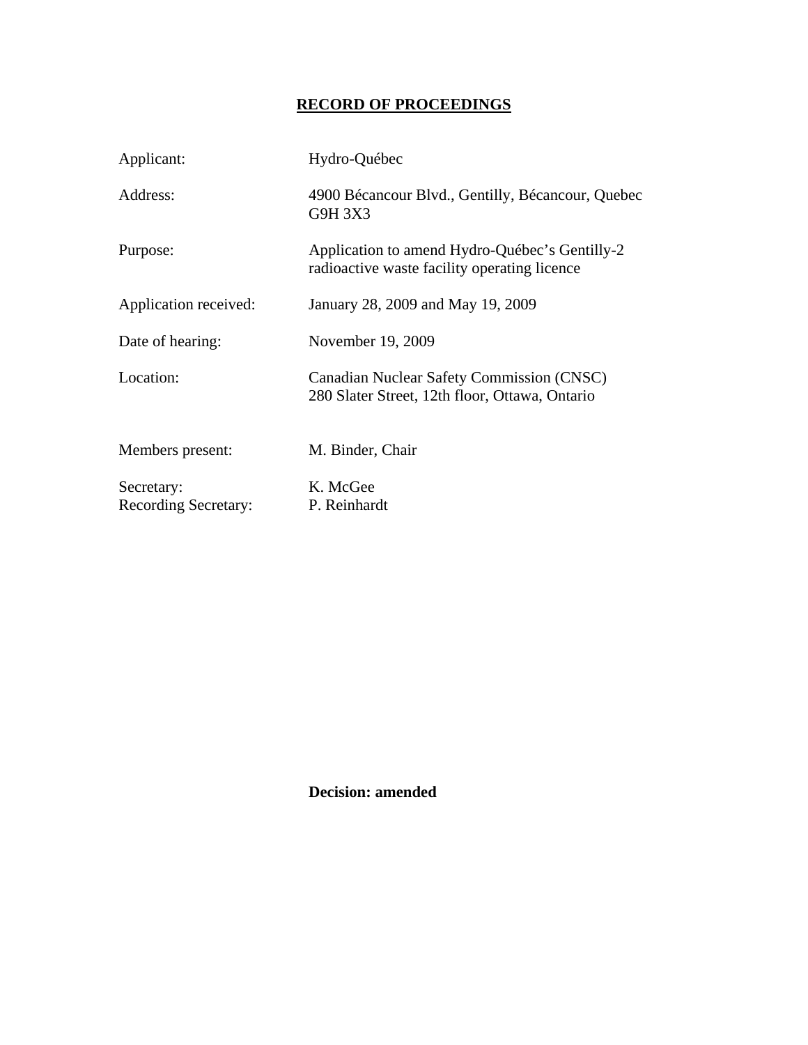# RECORD OF PROCEEDINGS

| | |
|---|---|
| Applicant: | Hydro-Québec |
| Address: | 4900 Bécancour Blvd., Gentilly, Bécancour, Quebec G9H 3X3 |
| Purpose: | Application to amend Hydro-Québec's Gentilly-2 radioactive waste facility operating licence |
| Application received: | January 28, 2009 and May 19, 2009 |
| Date of hearing: | November 19, 2009 |
| Location: | Canadian Nuclear Safety Commission (CNSC) 280 Slater Street, 12th floor, Ottawa, Ontario |
| Members present: | M. Binder, Chair |
| Secretary: | K. McGee |
| Recording Secretary: | P. Reinhardt |

**Decision: amended**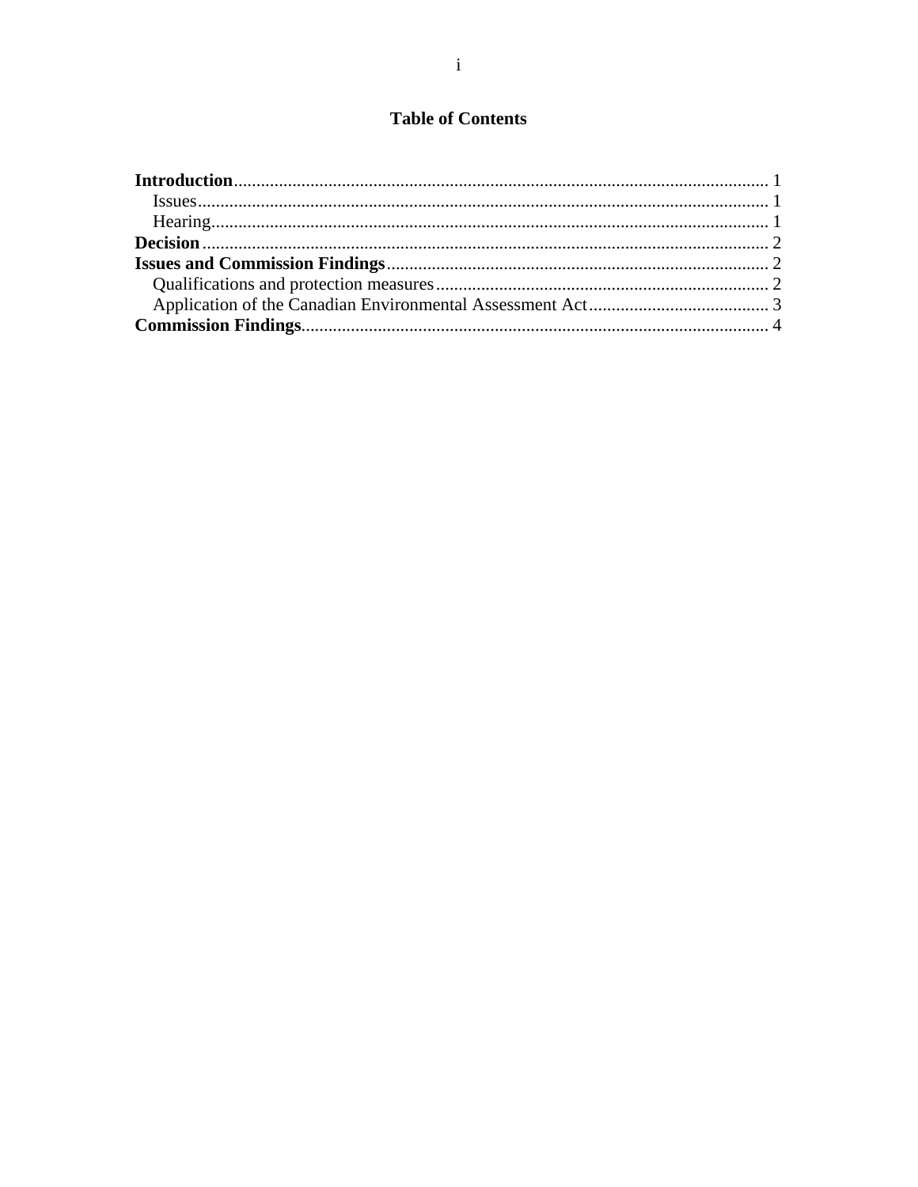# Table of Contents

**Introduction** ..... 1
- Issues ..... 1
- Hearing ..... 1

**Decision** ..... 2

**Issues and Commission Findings** ..... 2
- Qualifications and protection measures ..... 2
- Application of the Canadian Environmental Assessment Act ..... 3

**Commission Findings** ..... 4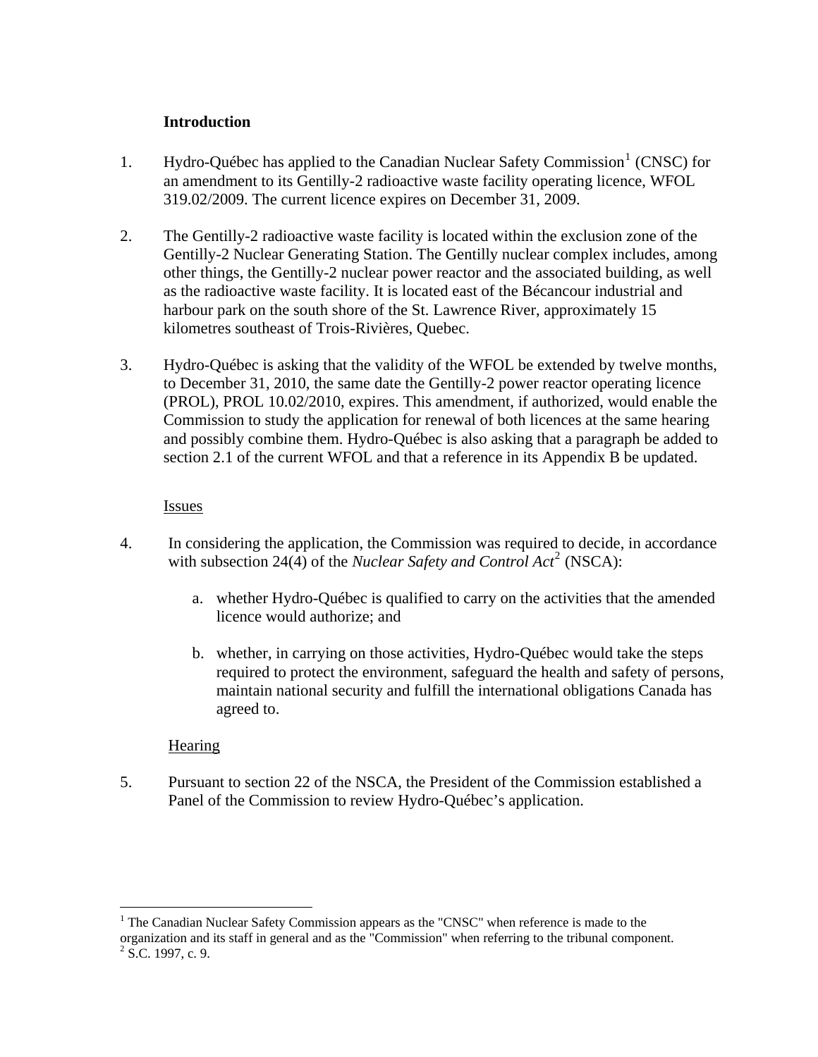## Introduction

1. Hydro-Québec has applied to the Canadian Nuclear Safety Commission[1] (CNSC) for an amendment to its Gentilly-2 radioactive waste facility operating licence, WFOL 319.02/2009. The current licence expires on December 31, 2009.

2. The Gentilly-2 radioactive waste facility is located within the exclusion zone of the Gentilly-2 Nuclear Generating Station. The Gentilly nuclear complex includes, among other things, the Gentilly-2 nuclear power reactor and the associated building, as well as the radioactive waste facility. It is located east of the Bécancour industrial and harbour park on the south shore of the St. Lawrence River, approximately 15 kilometres southeast of Trois-Rivières, Quebec.

3. Hydro-Québec is asking that the validity of the WFOL be extended by twelve months, to December 31, 2010, the same date the Gentilly-2 power reactor operating licence (PROL), PROL 10.02/2010, expires. This amendment, if authorized, would enable the Commission to study the application for renewal of both licences at the same hearing and possibly combine them. Hydro-Québec is also asking that a paragraph be added to section 2.1 of the current WFOL and that a reference in its Appendix B be updated.

### Issues

4. In considering the application, the Commission was required to decide, in accordance with subsection 24(4) of the *Nuclear Safety and Control Act*[2] (NSCA):

   a. whether Hydro-Québec is qualified to carry on the activities that the amended licence would authorize; and

   b. whether, in carrying on those activities, Hydro-Québec would take the steps required to protect the environment, safeguard the health and safety of persons, maintain national security and fulfill the international obligations Canada has agreed to.

### Hearing

5. Pursuant to section 22 of the NSCA, the President of the Commission established a Panel of the Commission to review Hydro-Québec's application.

---

[1] The Canadian Nuclear Safety Commission appears as the "CNSC" when reference is made to the organization and its staff in general and as the "Commission" when referring to the tribunal component.

[2] S.C. 1997, c. 9.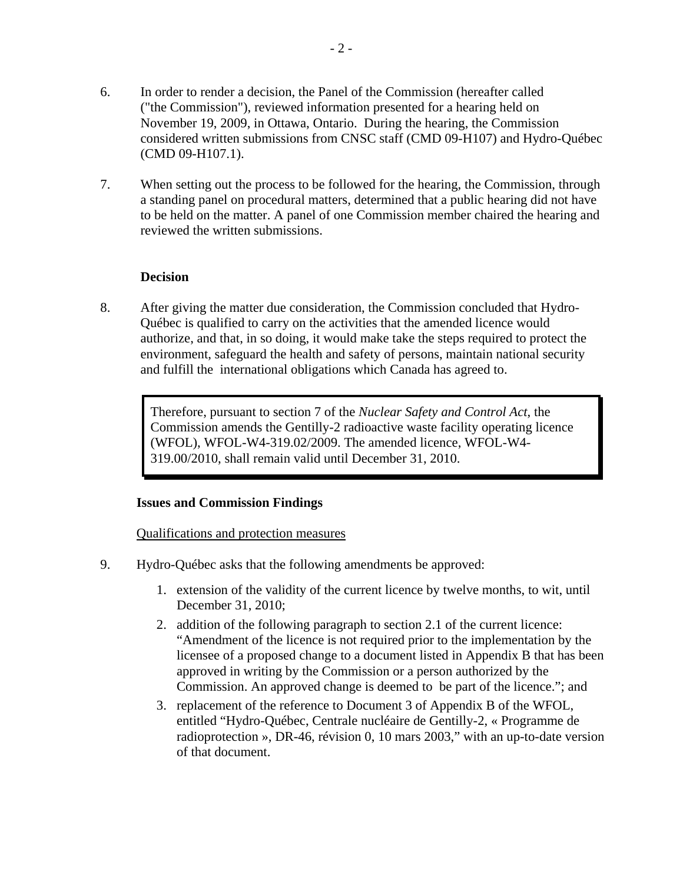6. In order to render a decision, the Panel of the Commission (hereafter called ("the Commission"), reviewed information presented for a hearing held on November 19, 2009, in Ottawa, Ontario. During the hearing, the Commission considered written submissions from CNSC staff (CMD 09-H107) and Hydro-Québec (CMD 09-H107.1).

7. When setting out the process to be followed for the hearing, the Commission, through a standing panel on procedural matters, determined that a public hearing did not have to be held on the matter. A panel of one Commission member chaired the hearing and reviewed the written submissions.

**Decision**

8. After giving the matter due consideration, the Commission concluded that Hydro-Québec is qualified to carry on the activities that the amended licence would authorize, and that, in so doing, it would make take the steps required to protect the environment, safeguard the health and safety of persons, maintain national security and fulfill the international obligations which Canada has agreed to.

> Therefore, pursuant to section 7 of the *Nuclear Safety and Control Act*, the Commission amends the Gentilly-2 radioactive waste facility operating licence (WFOL), WFOL-W4-319.02/2009. The amended licence, WFOL-W4-319.00/2010, shall remain valid until December 31, 2010.

**Issues and Commission Findings**

Qualifications and protection measures

9. Hydro-Québec asks that the following amendments be approved:

   1. extension of the validity of the current licence by twelve months, to wit, until December 31, 2010;
   2. addition of the following paragraph to section 2.1 of the current licence: "Amendment of the licence is not required prior to the implementation by the licensee of a proposed change to a document listed in Appendix B that has been approved in writing by the Commission or a person authorized by the Commission. An approved change is deemed to be part of the licence."; and
   3. replacement of the reference to Document 3 of Appendix B of the WFOL, entitled "Hydro-Québec, Centrale nucléaire de Gentilly-2, « Programme de radioprotection », DR-46, révision 0, 10 mars 2003," with an up-to-date version of that document.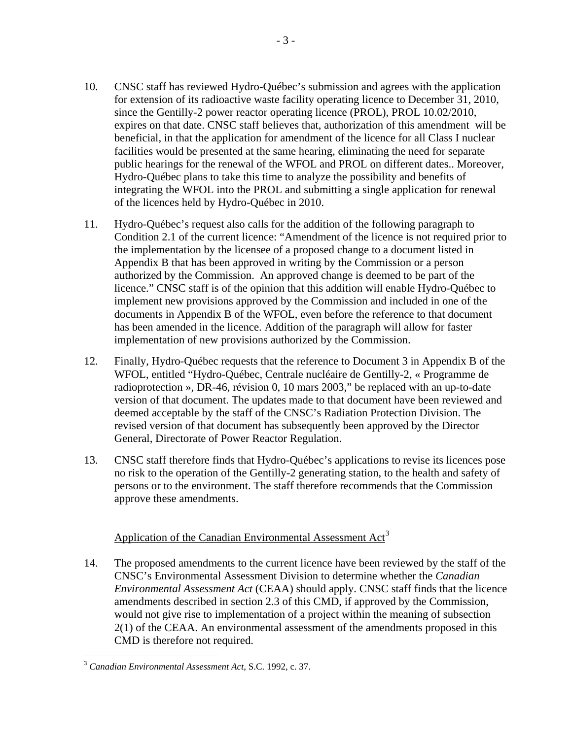10. CNSC staff has reviewed Hydro-Québec's submission and agrees with the application for extension of its radioactive waste facility operating licence to December 31, 2010, since the Gentilly-2 power reactor operating licence (PROL), PROL 10.02/2010, expires on that date. CNSC staff believes that, authorization of this amendment will be beneficial, in that the application for amendment of the licence for all Class I nuclear facilities would be presented at the same hearing, eliminating the need for separate public hearings for the renewal of the WFOL and PROL on different dates.. Moreover, Hydro-Québec plans to take this time to analyze the possibility and benefits of integrating the WFOL into the PROL and submitting a single application for renewal of the licences held by Hydro-Québec in 2010.

11. Hydro-Québec's request also calls for the addition of the following paragraph to Condition 2.1 of the current licence: "Amendment of the licence is not required prior to the implementation by the licensee of a proposed change to a document listed in Appendix B that has been approved in writing by the Commission or a person authorized by the Commission. An approved change is deemed to be part of the licence." CNSC staff is of the opinion that this addition will enable Hydro-Québec to implement new provisions approved by the Commission and included in one of the documents in Appendix B of the WFOL, even before the reference to that document has been amended in the licence. Addition of the paragraph will allow for faster implementation of new provisions authorized by the Commission.

12. Finally, Hydro-Québec requests that the reference to Document 3 in Appendix B of the WFOL, entitled "Hydro-Québec, Centrale nucléaire de Gentilly-2, « Programme de radioprotection », DR-46, révision 0, 10 mars 2003," be replaced with an up-to-date version of that document. The updates made to that document have been reviewed and deemed acceptable by the staff of the CNSC's Radiation Protection Division. The revised version of that document has subsequently been approved by the Director General, Directorate of Power Reactor Regulation.

13. CNSC staff therefore finds that Hydro-Québec's applications to revise its licences pose no risk to the operation of the Gentilly-2 generating station, to the health and safety of persons or to the environment. The staff therefore recommends that the Commission approve these amendments.

Application of the Canadian Environmental Assessment Act[3]

14. The proposed amendments to the current licence have been reviewed by the staff of the CNSC's Environmental Assessment Division to determine whether the *Canadian Environmental Assessment Act* (CEAA) should apply. CNSC staff finds that the licence amendments described in section 2.3 of this CMD, if approved by the Commission, would not give rise to implementation of a project within the meaning of subsection 2(1) of the CEAA. An environmental assessment of the amendments proposed in this CMD is therefore not required.

---

[3] *Canadian Environmental Assessment Act*, S.C. 1992, c. 37.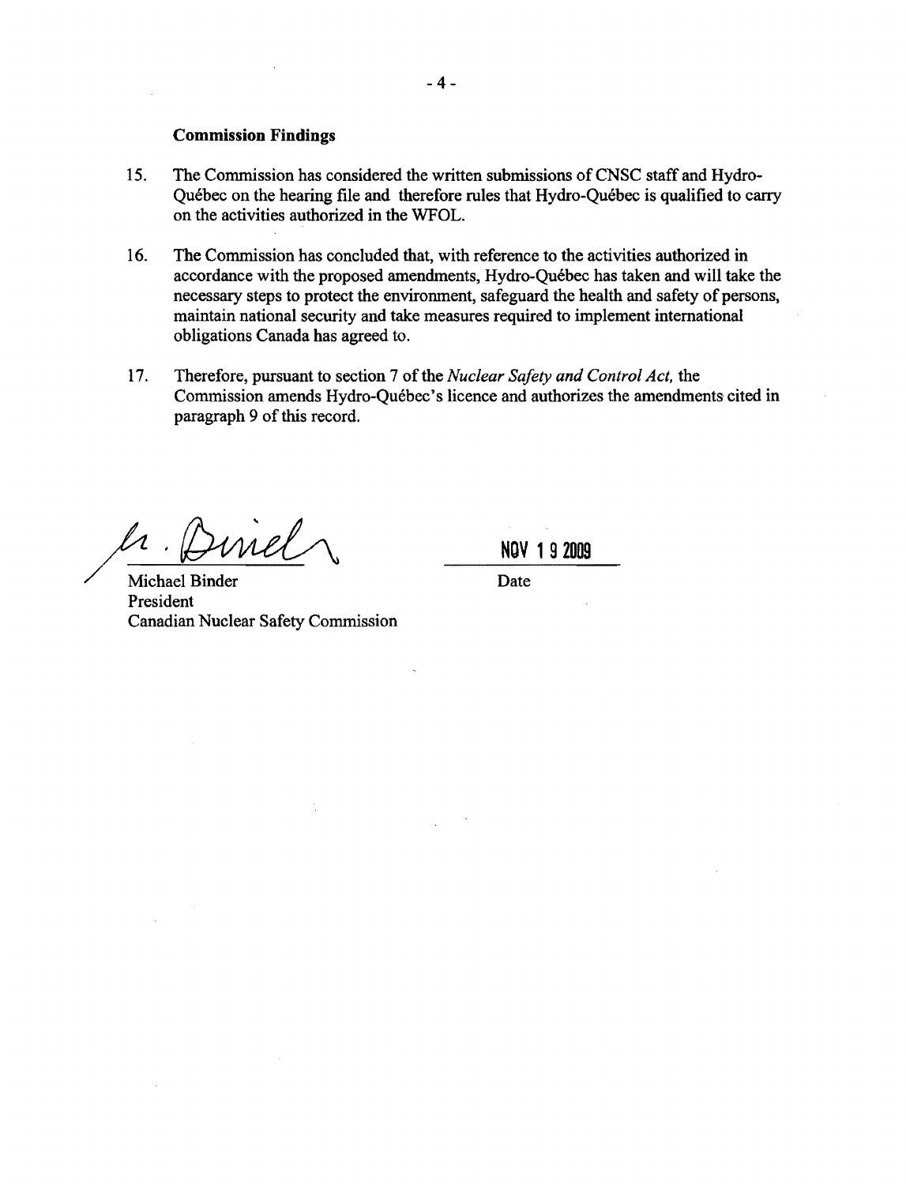**Commission Findings**

15. The Commission has considered the written submissions of CNSC staff and Hydro-Québec on the hearing file and therefore rules that Hydro-Québec is qualified to carry on the activities authorized in the WFOL.

16. The Commission has concluded that, with reference to the activities authorized in accordance with the proposed amendments, Hydro-Québec has taken and will take the necessary steps to protect the environment, safeguard the health and safety of persons, maintain national security and take measures required to implement international obligations Canada has agreed to.

17. Therefore, pursuant to section 7 of the *Nuclear Safety and Control Act,* the Commission amends Hydro-Québec's licence and authorizes the amendments cited in paragraph 9 of this record.

Michael Binder
President
Canadian Nuclear Safety Commission

NOV 19 2009
Date